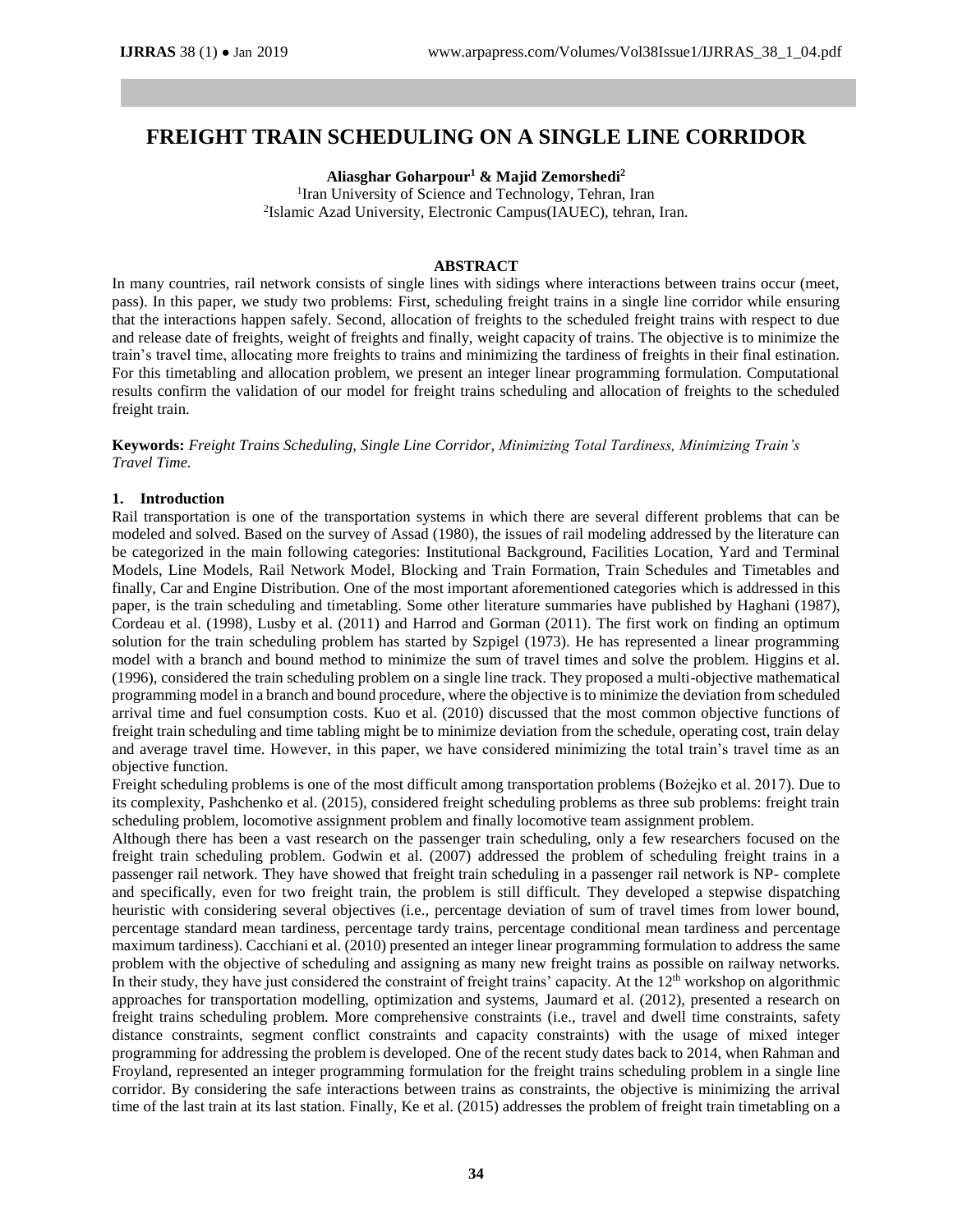# FREIGHT TRAIN SCHEDULING ON A SINGLE LINE CORRIDOR

**Aliasghar Goharpour[1] & Majid Zemorshedi[2]**

[1]Iran University of Science and Technology, Tehran, Iran
[2]Islamic Azad University, Electronic Campus(IAUEC), tehran, Iran.

## ABSTRACT

In many countries, rail network consists of single lines with sidings where interactions between trains occur (meet, pass). In this paper, we study two problems: First, scheduling freight trains in a single line corridor while ensuring that the interactions happen safely. Second, allocation of freights to the scheduled freight trains with respect to due and release date of freights, weight of freights and finally, weight capacity of trains. The objective is to minimize the train's travel time, allocating more freights to trains and minimizing the tardiness of freights in their final estination. For this timetabling and allocation problem, we present an integer linear programming formulation. Computational results confirm the validation of our model for freight trains scheduling and allocation of freights to the scheduled freight train.

**Keywords:** *Freight Trains Scheduling, Single Line Corridor, Minimizing Total Tardiness, Minimizing Train's Travel Time.*

## 1. Introduction

Rail transportation is one of the transportation systems in which there are several different problems that can be modeled and solved. Based on the survey of Assad (1980), the issues of rail modeling addressed by the literature can be categorized in the main following categories: Institutional Background, Facilities Location, Yard and Terminal Models, Line Models, Rail Network Model, Blocking and Train Formation, Train Schedules and Timetables and finally, Car and Engine Distribution. One of the most important aforementioned categories which is addressed in this paper, is the train scheduling and timetabling. Some other literature summaries have published by Haghani (1987), Cordeau et al. (1998), Lusby et al. (2011) and Harrod and Gorman (2011). The first work on finding an optimum solution for the train scheduling problem has started by Szpigel (1973). He has represented a linear programming model with a branch and bound method to minimize the sum of travel times and solve the problem. Higgins et al. (1996), considered the train scheduling problem on a single line track. They proposed a multi-objective mathematical programming model in a branch and bound procedure, where the objective is to minimize the deviation from scheduled arrival time and fuel consumption costs. Kuo et al. (2010) discussed that the most common objective functions of freight train scheduling and time tabling might be to minimize deviation from the schedule, operating cost, train delay and average travel time. However, in this paper, we have considered minimizing the total train's travel time as an objective function.

Freight scheduling problems is one of the most difficult among transportation problems (Bożejko et al. 2017). Due to its complexity, Pashchenko et al. (2015), considered freight scheduling problems as three sub problems: freight train scheduling problem, locomotive assignment problem and finally locomotive team assignment problem.

Although there has been a vast research on the passenger train scheduling, only a few researchers focused on the freight train scheduling problem. Godwin et al. (2007) addressed the problem of scheduling freight trains in a passenger rail network. They have showed that freight train scheduling in a passenger rail network is NP- complete and specifically, even for two freight train, the problem is still difficult. They developed a stepwise dispatching heuristic with considering several objectives (i.e., percentage deviation of sum of travel times from lower bound, percentage standard mean tardiness, percentage tardy trains, percentage conditional mean tardiness and percentage maximum tardiness). Cacchiani et al. (2010) presented an integer linear programming formulation to address the same problem with the objective of scheduling and assigning as many new freight trains as possible on railway networks. In their study, they have just considered the constraint of freight trains' capacity. At the 12th workshop on algorithmic approaches for transportation modelling, optimization and systems, Jaumard et al. (2012), presented a research on freight trains scheduling problem. More comprehensive constraints (i.e., travel and dwell time constraints, safety distance constraints, segment conflict constraints and capacity constraints) with the usage of mixed integer programming for addressing the problem is developed. One of the recent study dates back to 2014, when Rahman and Froyland, represented an integer programming formulation for the freight trains scheduling problem in a single line corridor. By considering the safe interactions between trains as constraints, the objective is minimizing the arrival time of the last train at its last station. Finally, Ke et al. (2015) addresses the problem of freight train timetabling on a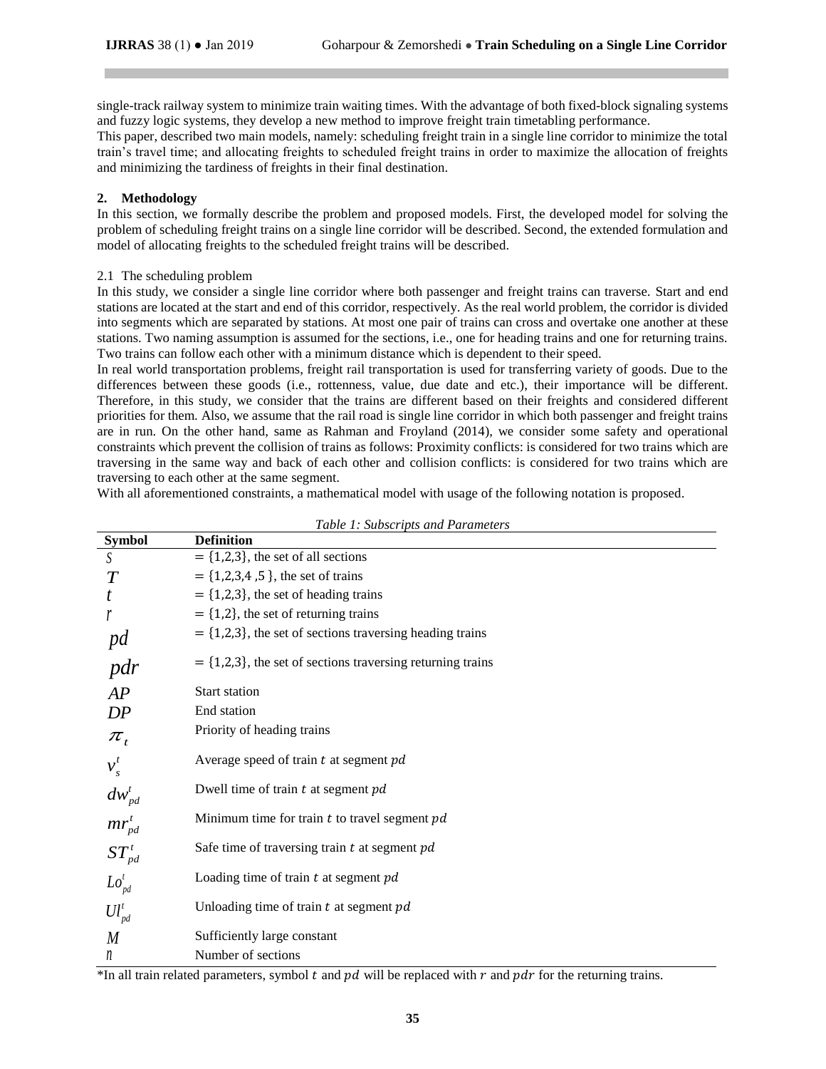single-track railway system to minimize train waiting times. With the advantage of both fixed-block signaling systems and fuzzy logic systems, they develop a new method to improve freight train timetabling performance.

This paper, described two main models, namely: scheduling freight train in a single line corridor to minimize the total train's travel time; and allocating freights to scheduled freight trains in order to maximize the allocation of freights and minimizing the tardiness of freights in their final destination.

## 2. Methodology

In this section, we formally describe the problem and proposed models. First, the developed model for solving the problem of scheduling freight trains on a single line corridor will be described. Second, the extended formulation and model of allocating freights to the scheduled freight trains will be described.

### 2.1 The scheduling problem

In this study, we consider a single line corridor where both passenger and freight trains can traverse. Start and end stations are located at the start and end of this corridor, respectively. As the real world problem, the corridor is divided into segments which are separated by stations. At most one pair of trains can cross and overtake one another at these stations. Two naming assumption is assumed for the sections, i.e., one for heading trains and one for returning trains. Two trains can follow each other with a minimum distance which is dependent to their speed.

In real world transportation problems, freight rail transportation is used for transferring variety of goods. Due to the differences between these goods (i.e., rottenness, value, due date and etc.), their importance will be different. Therefore, in this study, we consider that the trains are different based on their freights and considered different priorities for them. Also, we assume that the rail road is single line corridor in which both passenger and freight trains are in run. On the other hand, same as Rahman and Froyland (2014), we consider some safety and operational constraints which prevent the collision of trains as follows: Proximity conflicts: is considered for two trains which are traversing in the same way and back of each other and collision conflicts: is considered for two trains which are traversing to each other at the same segment.

With all aforementioned constraints, a mathematical model with usage of the following notation is proposed.

*Table 1: Subscripts and Parameters*

| Symbol | Definition |
|---|---|
| $S$ | $= \{1,2,3\}$, the set of all sections |
| $T$ | $= \{1,2,3,4,5\}$, the set of trains |
| $t$ | $= \{1,2,3\}$, the set of heading trains |
| $r$ | $= \{1,2\}$, the set of returning trains |
| $pd$ | $= \{1,2,3\}$, the set of sections traversing heading trains |
| $pdr$ | $= \{1,2,3\}$, the set of sections traversing returning trains |
| $AP$ | Start station |
| $DP$ | End station |
| $\pi_t$ | Priority of heading trains |
| $v_s^t$ | Average speed of train $t$ at segment $pd$ |
| $dw_{pd}^t$ | Dwell time of train $t$ at segment $pd$ |
| $mr_{pd}^t$ | Minimum time for train $t$ to travel segment $pd$ |
| $ST_{pd}^t$ | Safe time of traversing train $t$ at segment $pd$ |
| $Lo_{pd}^t$ | Loading time of train $t$ at segment $pd$ |
| $Ul_{pd}^t$ | Unloading time of train $t$ at segment $pd$ |
| $M$ | Sufficiently large constant |
| $n$ | Number of sections |

*In all train related parameters, symbol $t$ and $pd$ will be replaced with $r$ and $pdr$ for the returning trains.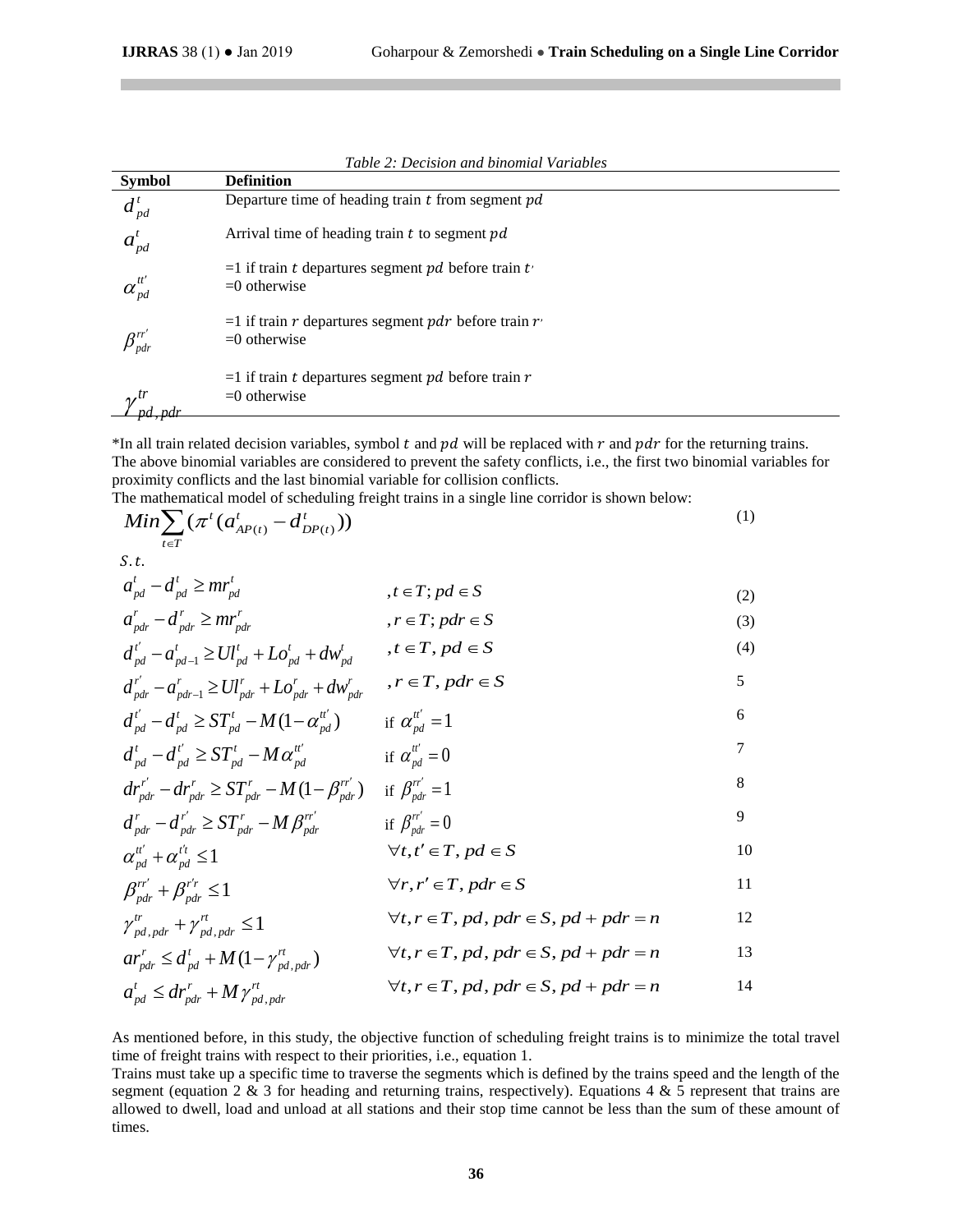*Table 2: Decision and binomial Variables*

| Symbol | Definition |
|---|---|
| $d^{t}_{pd}$ | Departure time of heading train $t$ from segment $pd$ |
| $a^{t}_{pd}$ | Arrival time of heading train $t$ to segment $pd$ |
| $\alpha^{tt'}_{pd}$ | =1 if train $t$ departures segment $pd$ before train $t'$ <br> =0 otherwise |
| $\beta^{rr'}_{pdr}$ | =1 if train $r$ departures segment $pdr$ before train $r'$ <br> =0 otherwise |
| $\gamma^{tr}_{pd,pdr}$ | =1 if train $t$ departures segment $pd$ before train $r$ <br> =0 otherwise |

*In all train related decision variables, symbol $t$ and $pd$ will be replaced with $r$ and $pdr$ for the returning trains.
The above binomial variables are considered to prevent the safety conflicts, i.e., the first two binomial variables for proximity conflicts and the last binomial variable for collision conflicts.
The mathematical model of scheduling freight trains in a single line corridor is shown below:

$$Min \sum_{t \in T} (\pi^{t} (a^{t}_{AP(t)} - d^{t}_{DP(t)})) \tag{1}$$

$S.t.$

$$a^{t}_{pd} - d^{t}_{pd} \geq mr^{t}_{pd} \qquad ,t \in T; pd \in S \tag{2}$$

$$a^{r}_{pdr} - d^{r}_{pdr} \geq mr^{r}_{pdr} \qquad ,r \in T; pdr \in S \tag{3}$$

$$d^{t'}_{pd} - a^{t}_{pd-1} \geq Ul^{t}_{pd} + Lo^{t}_{pd} + dw^{t}_{pd} \qquad ,t \in T, pd \in S \tag{4}$$

$$d^{r'}_{pdr} - a^{r}_{pdr-1} \geq Ul^{r}_{pdr} + Lo^{r}_{pdr} + dw^{r}_{pdr} \qquad ,r \in T, pdr \in S \tag{5}$$

$$d^{t'}_{pd} - d^{t}_{pd} \geq ST^{t}_{pd} - M(1 - \alpha^{tt'}_{pd}) \qquad \text{if } \alpha^{tt'}_{pd} = 1 \tag{6}$$

$$d^{t}_{pd} - d^{t'}_{pd} \geq ST^{t}_{pd} - M\alpha^{tt'}_{pd} \qquad \text{if } \alpha^{tt'}_{pd} = 0 \tag{7}$$

$$dr^{r'}_{pdr} - dr^{r}_{pdr} \geq ST^{r}_{pdr} - M(1 - \beta^{rr'}_{pdr}) \qquad \text{if } \beta^{rr'}_{pdr} = 1 \tag{8}$$

$$d^{r}_{pdr} - d^{r'}_{pdr} \geq ST^{r}_{pdr} - M\beta^{rr'}_{pdr} \qquad \text{if } \beta^{rr'}_{pdr} = 0 \tag{9}$$

$$\alpha^{tt'}_{pd} + \alpha^{t't}_{pd} \leq 1 \qquad \forall t, t' \in T, pd \in S \tag{10}$$

$$\beta^{rr'}_{pdr} + \beta^{r'r}_{pdr} \leq 1 \qquad \forall r, r' \in T, pdr \in S \tag{11}$$

$$\gamma^{tr}_{pd,pdr} + \gamma^{rt}_{pd,pdr} \leq 1 \qquad \forall t, r \in T, pd, pdr \in S, pd + pdr = n \tag{12}$$

$$ar^{r}_{pdr} \leq d^{t}_{pd} + M(1 - \gamma^{rt}_{pd,pdr}) \qquad \forall t, r \in T, pd, pdr \in S, pd + pdr = n \tag{13}$$

$$a^{t}_{pd} \leq dr^{r}_{pdr} + M\gamma^{rt}_{pd,pdr} \qquad \forall t, r \in T, pd, pdr \in S, pd + pdr = n \tag{14}$$

As mentioned before, in this study, the objective function of scheduling freight trains is to minimize the total travel time of freight trains with respect to their priorities, i.e., equation 1.
Trains must take up a specific time to traverse the segments which is defined by the trains speed and the length of the segment (equation 2 & 3 for heading and returning trains, respectively). Equations 4 & 5 represent that trains are allowed to dwell, load and unload at all stations and their stop time cannot be less than the sum of these amount of times.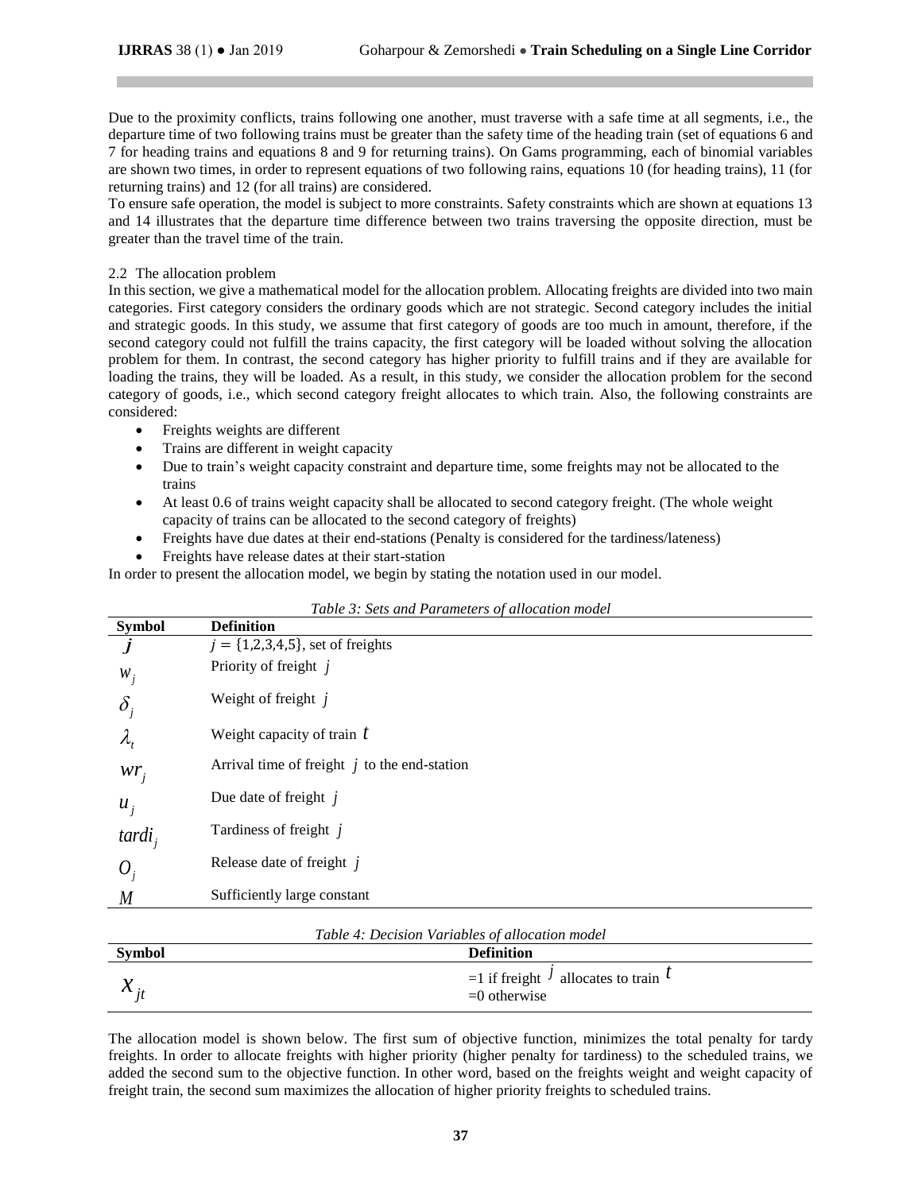Due to the proximity conflicts, trains following one another, must traverse with a safe time at all segments, i.e., the departure time of two following trains must be greater than the safety time of the heading train (set of equations 6 and 7 for heading trains and equations 8 and 9 for returning trains). On Gams programming, each of binomial variables are shown two times, in order to represent equations of two following rains, equations 10 (for heading trains), 11 (for returning trains) and 12 (for all trains) are considered.

To ensure safe operation, the model is subject to more constraints. Safety constraints which are shown at equations 13 and 14 illustrates that the departure time difference between two trains traversing the opposite direction, must be greater than the travel time of the train.

2.2 The allocation problem

In this section, we give a mathematical model for the allocation problem. Allocating freights are divided into two main categories. First category considers the ordinary goods which are not strategic. Second category includes the initial and strategic goods. In this study, we assume that first category of goods are too much in amount, therefore, if the second category could not fulfill the trains capacity, the first category will be loaded without solving the allocation problem for them. In contrast, the second category has higher priority to fulfill trains and if they are available for loading the trains, they will be loaded. As a result, in this study, we consider the allocation problem for the second category of goods, i.e., which second category freight allocates to which train. Also, the following constraints are considered:

- Freights weights are different
- Trains are different in weight capacity
- Due to train's weight capacity constraint and departure time, some freights may not be allocated to the trains
- At least 0.6 of trains weight capacity shall be allocated to second category freight. (The whole weight capacity of trains can be allocated to the second category of freights)
- Freights have due dates at their end-stations (Penalty is considered for the tardiness/lateness)
- Freights have release dates at their start-station

In order to present the allocation model, we begin by stating the notation used in our model.

*Table 3: Sets and Parameters of allocation model*

| Symbol | Definition |
|---|---|
| $j$ | $j = \{1,2,3,4,5\}$, set of freights |
| $w_j$ | Priority of freight $j$ |
| $\delta_j$ | Weight of freight $j$ |
| $\lambda_t$ | Weight capacity of train $t$ |
| $wr_j$ | Arrival time of freight $j$ to the end-station |
| $u_j$ | Due date of freight $j$ |
| $tardi_j$ | Tardiness of freight $j$ |
| $O_j$ | Release date of freight $j$ |
| $M$ | Sufficiently large constant |

*Table 4: Decision Variables of allocation model*

| Symbol | Definition |
|---|---|
| $x_{jt}$ | =1 if freight $j$ allocates to train $t$<br>=0 otherwise |

The allocation model is shown below. The first sum of objective function, minimizes the total penalty for tardy freights. In order to allocate freights with higher priority (higher penalty for tardiness) to the scheduled trains, we added the second sum to the objective function. In other word, based on the freights weight and weight capacity of freight train, the second sum maximizes the allocation of higher priority freights to scheduled trains.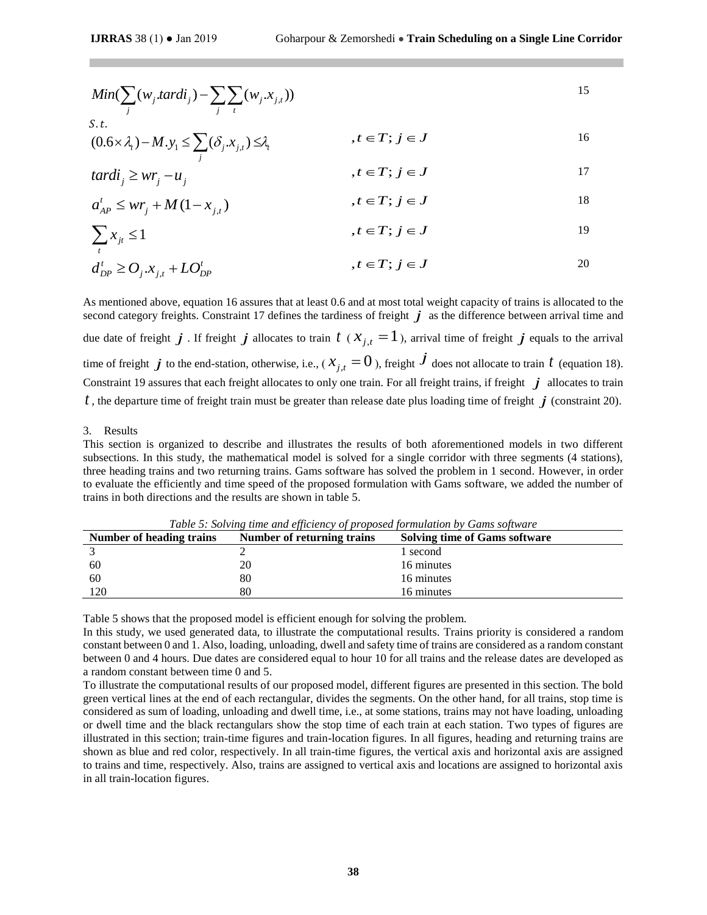$$Min(\sum_j (w_j.tardi_j) - \sum_j \sum_t (w_j.x_{j,t})) \quad (15)$$

S.t.

$$(0.6 \times \lambda_t) - M.y_1 \le \sum_j (\delta_j.x_{j,t}) \le \lambda_t \quad , t \in T;\ j \in J \quad (16)$$

$$tardi_j \ge wr_j - u_j \quad , t \in T;\ j \in J \quad (17)$$

$$a_{AP}^t \le wr_j + M(1 - x_{j,t}) \quad , t \in T;\ j \in J \quad (18)$$

$$\sum_t x_{jt} \le 1 \quad , t \in T;\ j \in J \quad (19)$$

$$d_{DP}^t \ge O_j.x_{j,t} + LO_{DP}^t \quad , t \in T;\ j \in J \quad (20)$$

As mentioned above, equation 16 assures that at least 0.6 and at most total weight capacity of trains is allocated to the second category freights. Constraint 17 defines the tardiness of freight $j$ as the difference between arrival time and due date of freight $j$. If freight $j$ allocates to train $t$ ($x_{j,t} = 1$), arrival time of freight $j$ equals to the arrival time of freight $j$ to the end-station, otherwise, i.e., ($x_{j,t} = 0$), freight $j$ does not allocate to train $t$ (equation 18). Constraint 19 assures that each freight allocates to only one train. For all freight trains, if freight $j$ allocates to train $t$, the departure time of freight train must be greater than release date plus loading time of freight $j$ (constraint 20).

## 3. Results

This section is organized to describe and illustrates the results of both aforementioned models in two different subsections. In this study, the mathematical model is solved for a single corridor with three segments (4 stations), three heading trains and two returning trains. Gams software has solved the problem in 1 second. However, in order to evaluate the efficiently and time speed of the proposed formulation with Gams software, we added the number of trains in both directions and the results are shown in table 5.

*Table 5: Solving time and efficiency of proposed formulation by Gams software*

| Number of heading trains | Number of returning trains | Solving time of Gams software |
|---|---|---|
| 3 | 2 | 1 second |
| 60 | 20 | 16 minutes |
| 60 | 80 | 16 minutes |
| 120 | 80 | 16 minutes |

Table 5 shows that the proposed model is efficient enough for solving the problem.

In this study, we used generated data, to illustrate the computational results. Trains priority is considered a random constant between 0 and 1. Also, loading, unloading, dwell and safety time of trains are considered as a random constant between 0 and 4 hours. Due dates are considered equal to hour 10 for all trains and the release dates are developed as a random constant between time 0 and 5.

To illustrate the computational results of our proposed model, different figures are presented in this section. The bold green vertical lines at the end of each rectangular, divides the segments. On the other hand, for all trains, stop time is considered as sum of loading, unloading and dwell time, i.e., at some stations, trains may not have loading, unloading or dwell time and the black rectangulars show the stop time of each train at each station. Two types of figures are illustrated in this section; train-time figures and train-location figures. In all figures, heading and returning trains are shown as blue and red color, respectively. In all train-time figures, the vertical axis and horizontal axis are assigned to trains and time, respectively. Also, trains are assigned to vertical axis and locations are assigned to horizontal axis in all train-location figures.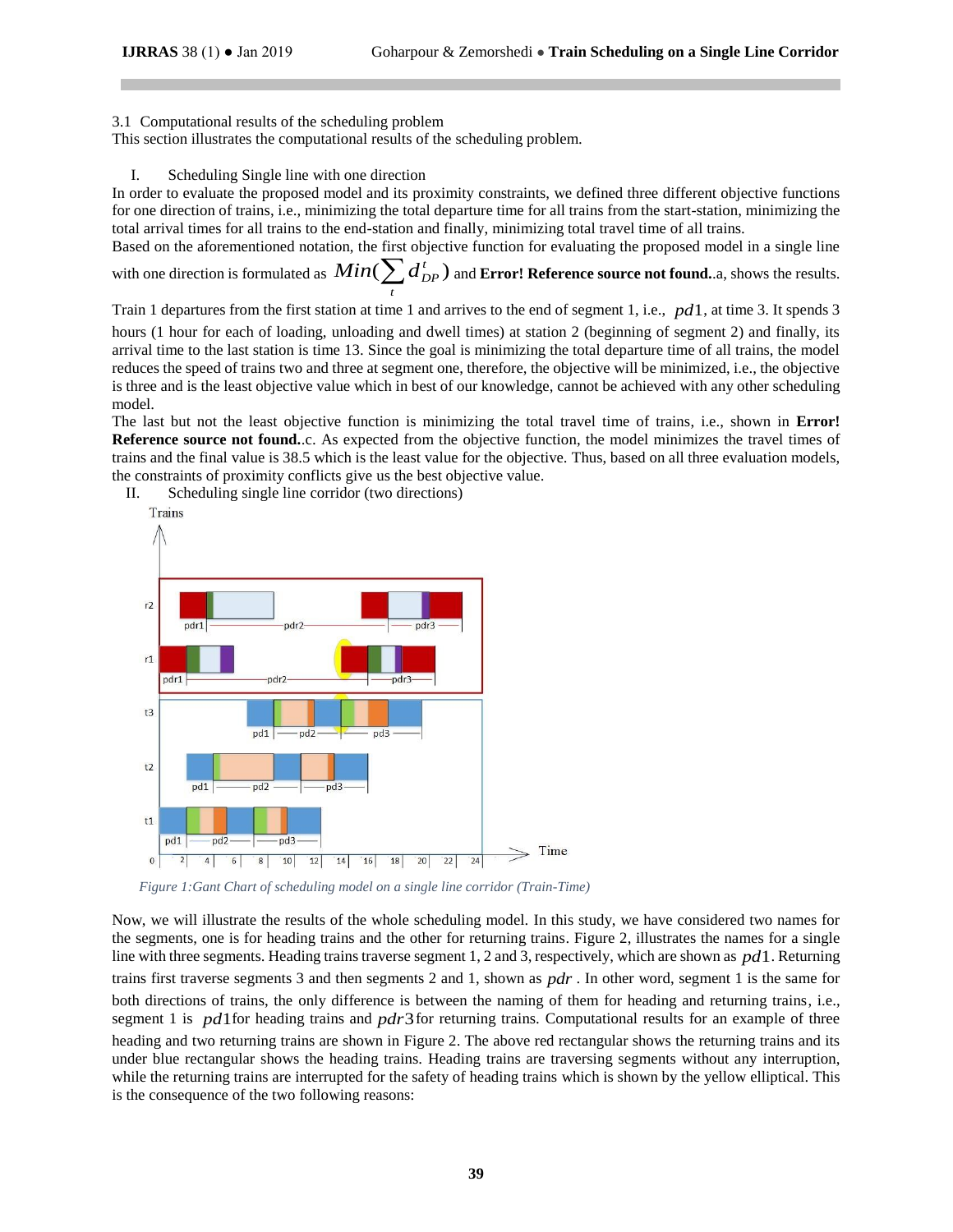3.1 Computational results of the scheduling problem

This section illustrates the computational results of the scheduling problem.

I. Scheduling Single line with one direction

In order to evaluate the proposed model and its proximity constraints, we defined three different objective functions for one direction of trains, i.e., minimizing the total departure time for all trains from the start-station, minimizing the total arrival times for all trains to the end-station and finally, minimizing total travel time of all trains.

Based on the aforementioned notation, the first objective function for evaluating the proposed model in a single line with one direction is formulated as $Min(\sum_t d_{DP}^t)$ and **Error! Reference source not found.**.a, shows the results.

Train 1 departures from the first station at time 1 and arrives to the end of segment 1, i.e., $pd1$, at time 3. It spends 3 hours (1 hour for each of loading, unloading and dwell times) at station 2 (beginning of segment 2) and finally, its arrival time to the last station is time 13. Since the goal is minimizing the total departure time of all trains, the model reduces the speed of trains two and three at segment one, therefore, the objective will be minimized, i.e., the objective is three and is the least objective value which in best of our knowledge, cannot be achieved with any other scheduling model.

The last but not the least objective function is minimizing the total travel time of trains, i.e., shown in **Error! Reference source not found.**.c. As expected from the objective function, the model minimizes the travel times of trains and the final value is 38.5 which is the least value for the objective. Thus, based on all three evaluation models, the constraints of proximity conflicts give us the best objective value.

II. Scheduling single line corridor (two directions)

*Figure 1:Gant Chart of scheduling model on a single line corridor (Train-Time)*

Now, we will illustrate the results of the whole scheduling model. In this study, we have considered two names for the segments, one is for heading trains and the other for returning trains. Figure 2, illustrates the names for a single line with three segments. Heading trains traverse segment 1, 2 and 3, respectively, which are shown as $pd1$. Returning trains first traverse segments 3 and then segments 2 and 1, shown as $pdr$. In other word, segment 1 is the same for both directions of trains, the only difference is between the naming of them for heading and returning trains, i.e., segment 1 is $pd1$ for heading trains and $pdr3$ for returning trains. Computational results for an example of three heading and two returning trains are shown in Figure 2. The above red rectangular shows the returning trains and its under blue rectangular shows the heading trains. Heading trains are traversing segments without any interruption, while the returning trains are interrupted for the safety of heading trains which is shown by the yellow elliptical. This is the consequence of the two following reasons: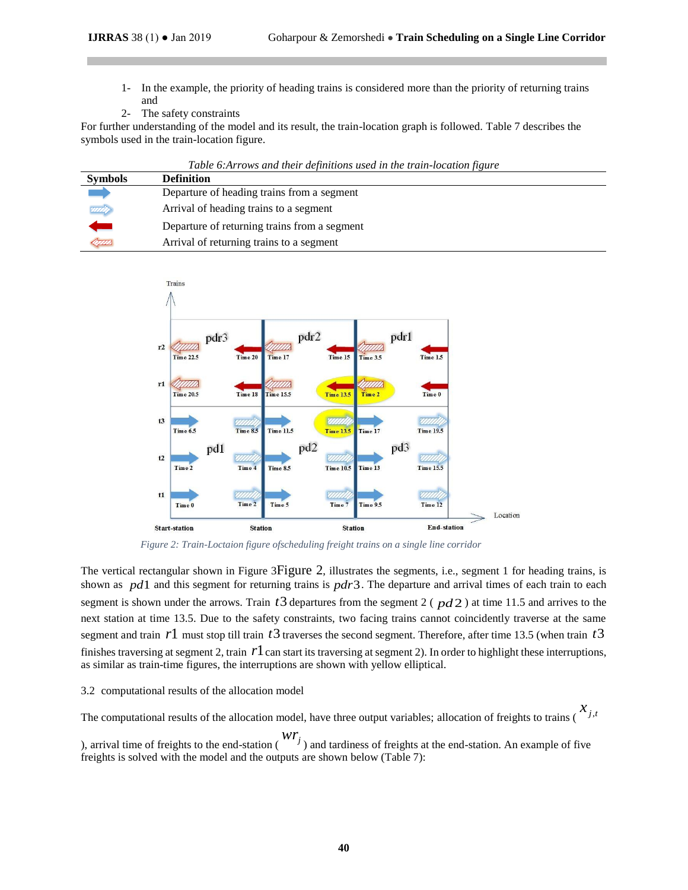1- In the example, the priority of heading trains is considered more than the priority of returning trains and
2- The safety constraints

For further understanding of the model and its result, the train-location graph is followed. Table 7 describes the symbols used in the train-location figure.

*Table 6:Arrows and their definitions used in the train-location figure*

| Symbols | Definition |
|---|---|
| (solid blue arrow, right) | Departure of heading trains from a segment |
| (hatched blue arrow, right) | Arrival of heading trains to a segment |
| (solid red arrow, left) | Departure of returning trains from a segment |
| (hatched red arrow, left) | Arrival of returning trains to a segment |

*Figure 2: Train-Loctaion figure ofscheduling freight trains on a single line corridor*

The vertical rectangular shown in Figure 3Figure 2, illustrates the segments, i.e., segment 1 for heading trains, is shown as $pd1$ and this segment for returning trains is $pdr3$. The departure and arrival times of each train to each segment is shown under the arrows. Train $t3$ departures from the segment 2 ( $pd2$ ) at time 11.5 and arrives to the next station at time 13.5. Due to the safety constraints, two facing trains cannot coincidently traverse at the same segment and train $r1$ must stop till train $t3$ traverses the second segment. Therefore, after time 13.5 (when train $t3$ finishes traversing at segment 2, train $r1$ can start its traversing at segment 2). In order to highlight these interruptions, as similar as train-time figures, the interruptions are shown with yellow elliptical.

3.2 computational results of the allocation model

The computational results of the allocation model, have three output variables; allocation of freights to trains ( $x_{j,t}$ ), arrival time of freights to the end-station ( $wr_j$ ) and tardiness of freights at the end-station. An example of five freights is solved with the model and the outputs are shown below (Table 7):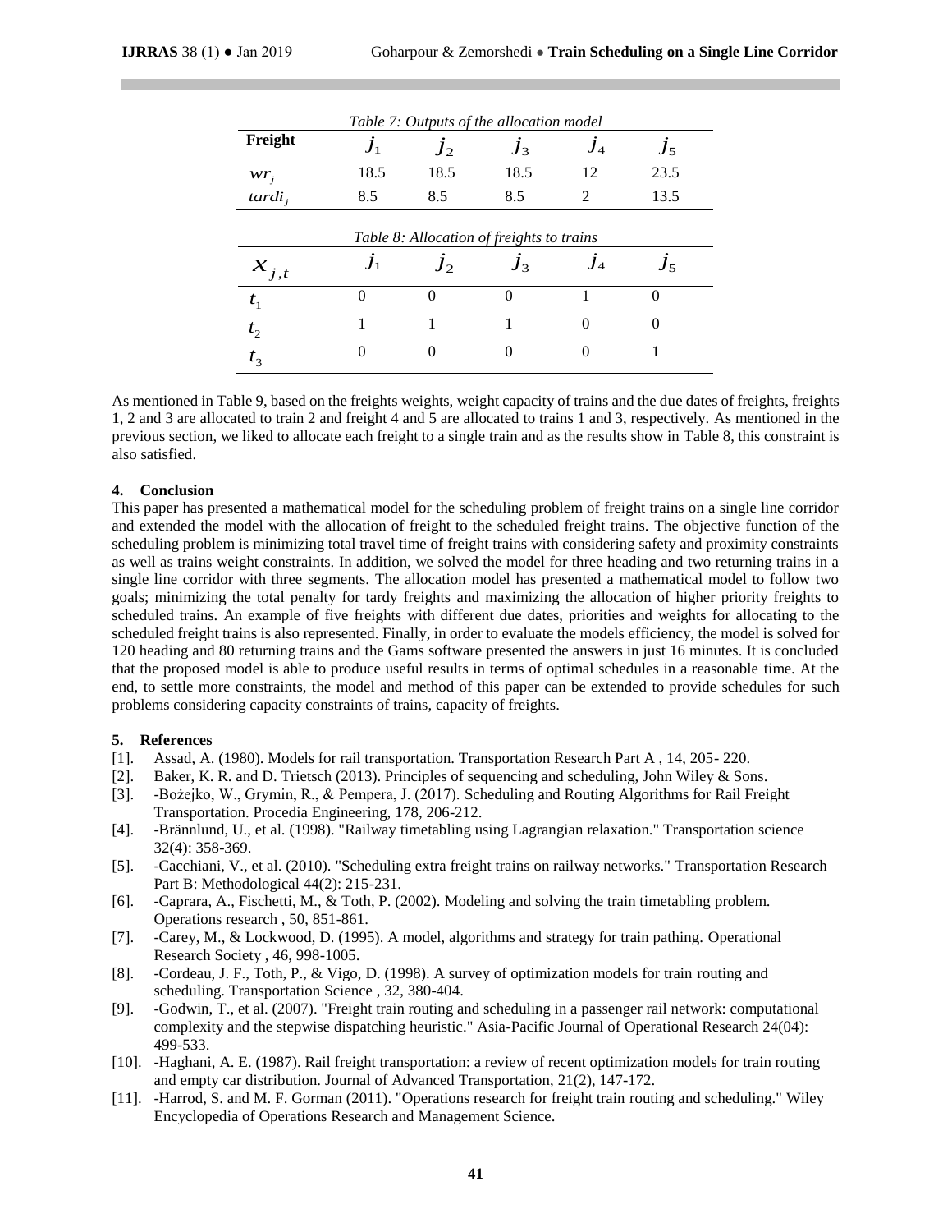*Table 7: Outputs of the allocation model*

| Freight | $j_1$ | $j_2$ | $j_3$ | $j_4$ | $j_5$ |
|---|---|---|---|---|---|
| $wr_j$ | 18.5 | 18.5 | 18.5 | 12 | 23.5 |
| $tardi_j$ | 8.5 | 8.5 | 8.5 | 2 | 13.5 |

*Table 8: Allocation of freights to trains*

| $x_{j,t}$ | $j_1$ | $j_2$ | $j_3$ | $j_4$ | $j_5$ |
|---|---|---|---|---|---|
| $t_1$ | 0 | 0 | 0 | 1 | 0 |
| $t_2$ | 1 | 1 | 1 | 0 | 0 |
| $t_3$ | 0 | 0 | 0 | 0 | 1 |

As mentioned in Table 9, based on the freights weights, weight capacity of trains and the due dates of freights, freights 1, 2 and 3 are allocated to train 2 and freight 4 and 5 are allocated to trains 1 and 3, respectively. As mentioned in the previous section, we liked to allocate each freight to a single train and as the results show in Table 8, this constraint is also satisfied.

## 4. Conclusion

This paper has presented a mathematical model for the scheduling problem of freight trains on a single line corridor and extended the model with the allocation of freight to the scheduled freight trains. The objective function of the scheduling problem is minimizing total travel time of freight trains with considering safety and proximity constraints as well as trains weight constraints. In addition, we solved the model for three heading and two returning trains in a single line corridor with three segments. The allocation model has presented a mathematical model to follow two goals; minimizing the total penalty for tardy freights and maximizing the allocation of higher priority freights to scheduled trains. An example of five freights with different due dates, priorities and weights for allocating to the scheduled freight trains is also represented. Finally, in order to evaluate the models efficiency, the model is solved for 120 heading and 80 returning trains and the Gams software presented the answers in just 16 minutes. It is concluded that the proposed model is able to produce useful results in terms of optimal schedules in a reasonable time. At the end, to settle more constraints, the model and method of this paper can be extended to provide schedules for such problems considering capacity constraints of trains, capacity of freights.

## 5. References

[1]. Assad, A. (1980). Models for rail transportation. Transportation Research Part A , 14, 205- 220.

[2]. Baker, K. R. and D. Trietsch (2013). Principles of sequencing and scheduling, John Wiley & Sons.

[3]. -Bożejko, W., Grymin, R., & Pempera, J. (2017). Scheduling and Routing Algorithms for Rail Freight Transportation. Procedia Engineering, 178, 206-212.

[4]. -Brännlund, U., et al. (1998). "Railway timetabling using Lagrangian relaxation." Transportation science 32(4): 358-369.

[5]. -Cacchiani, V., et al. (2010). "Scheduling extra freight trains on railway networks." Transportation Research Part B: Methodological 44(2): 215-231.

[6]. -Caprara, A., Fischetti, M., & Toth, P. (2002). Modeling and solving the train timetabling problem. Operations research , 50, 851-861.

[7]. -Carey, M., & Lockwood, D. (1995). A model, algorithms and strategy for train pathing. Operational Research Society , 46, 998-1005.

[8]. -Cordeau, J. F., Toth, P., & Vigo, D. (1998). A survey of optimization models for train routing and scheduling. Transportation Science , 32, 380-404.

[9]. -Godwin, T., et al. (2007). "Freight train routing and scheduling in a passenger rail network: computational complexity and the stepwise dispatching heuristic." Asia-Pacific Journal of Operational Research 24(04): 499-533.

[10]. -Haghani, A. E. (1987). Rail freight transportation: a review of recent optimization models for train routing and empty car distribution. Journal of Advanced Transportation, 21(2), 147-172.

[11]. -Harrod, S. and M. F. Gorman (2011). "Operations research for freight train routing and scheduling." Wiley Encyclopedia of Operations Research and Management Science.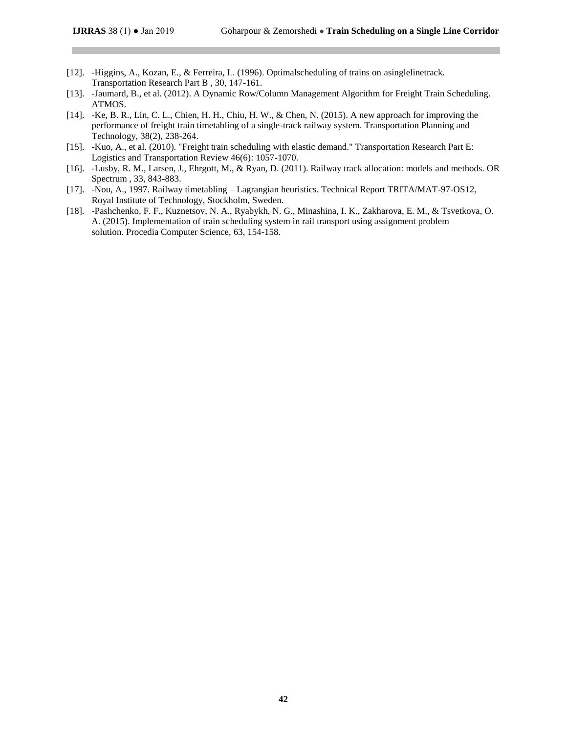[12]. -Higgins, A., Kozan, E., & Ferreira, L. (1996). Optimalscheduling of trains on asinglelinetrack. Transportation Research Part B , 30, 147-161.

[13]. -Jaumard, B., et al. (2012). A Dynamic Row/Column Management Algorithm for Freight Train Scheduling. ATMOS.

[14]. -Ke, B. R., Lin, C. L., Chien, H. H., Chiu, H. W., & Chen, N. (2015). A new approach for improving the performance of freight train timetabling of a single-track railway system. Transportation Planning and Technology, 38(2), 238-264.

[15]. -Kuo, A., et al. (2010). "Freight train scheduling with elastic demand." Transportation Research Part E: Logistics and Transportation Review 46(6): 1057-1070.

[16]. -Lusby, R. M., Larsen, J., Ehrgott, M., & Ryan, D. (2011). Railway track allocation: models and methods. OR Spectrum , 33, 843-883.

[17]. -Nou, A., 1997. Railway timetabling – Lagrangian heuristics. Technical Report TRITA/MAT-97-OS12, Royal Institute of Technology, Stockholm, Sweden.

[18]. -Pashchenko, F. F., Kuznetsov, N. A., Ryabykh, N. G., Minashina, I. K., Zakharova, E. M., & Tsvetkova, O. A. (2015). Implementation of train scheduling system in rail transport using assignment problem solution. Procedia Computer Science, 63, 154-158.